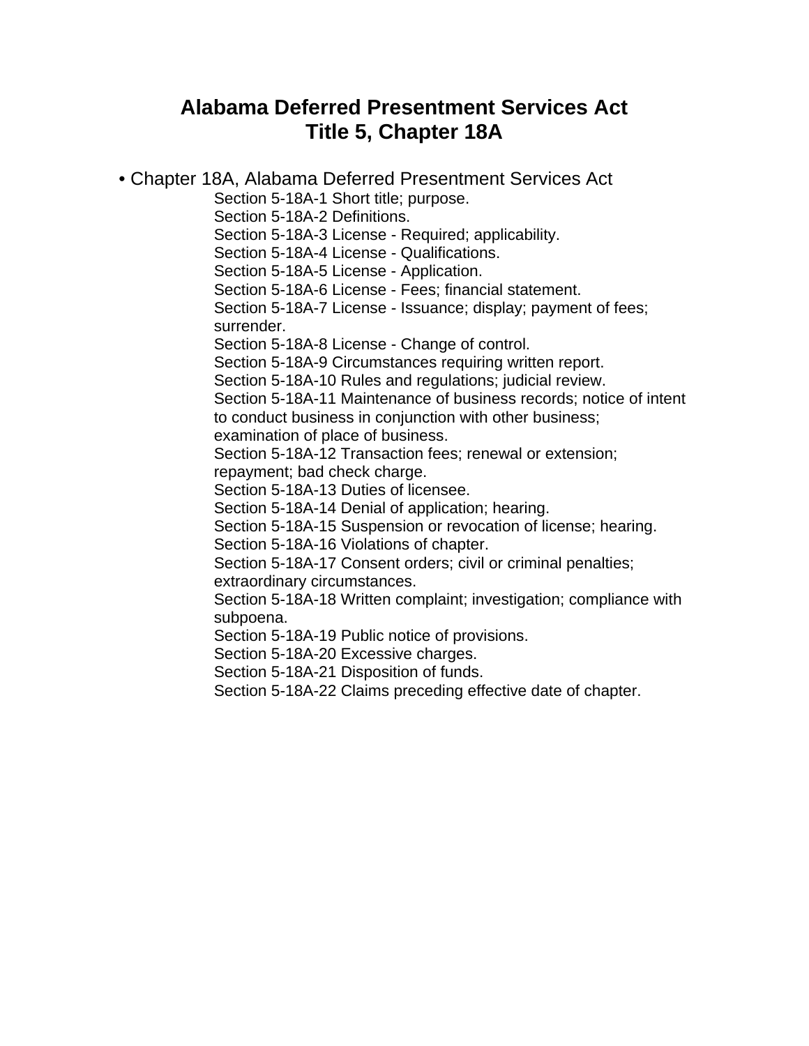# Alabama Deferred Presentment Services Act
# Title 5, Chapter 18A

- Chapter 18A, Alabama Deferred Presentment Services Act
  - Section 5-18A-1 Short title; purpose.
  - Section 5-18A-2 Definitions.
  - Section 5-18A-3 License - Required; applicability.
  - Section 5-18A-4 License - Qualifications.
  - Section 5-18A-5 License - Application.
  - Section 5-18A-6 License - Fees; financial statement.
  - Section 5-18A-7 License - Issuance; display; payment of fees; surrender.
  - Section 5-18A-8 License - Change of control.
  - Section 5-18A-9 Circumstances requiring written report.
  - Section 5-18A-10 Rules and regulations; judicial review.
  - Section 5-18A-11 Maintenance of business records; notice of intent to conduct business in conjunction with other business; examination of place of business.
  - Section 5-18A-12 Transaction fees; renewal or extension; repayment; bad check charge.
  - Section 5-18A-13 Duties of licensee.
  - Section 5-18A-14 Denial of application; hearing.
  - Section 5-18A-15 Suspension or revocation of license; hearing.
  - Section 5-18A-16 Violations of chapter.
  - Section 5-18A-17 Consent orders; civil or criminal penalties; extraordinary circumstances.
  - Section 5-18A-18 Written complaint; investigation; compliance with subpoena.
  - Section 5-18A-19 Public notice of provisions.
  - Section 5-18A-20 Excessive charges.
  - Section 5-18A-21 Disposition of funds.
  - Section 5-18A-22 Claims preceding effective date of chapter.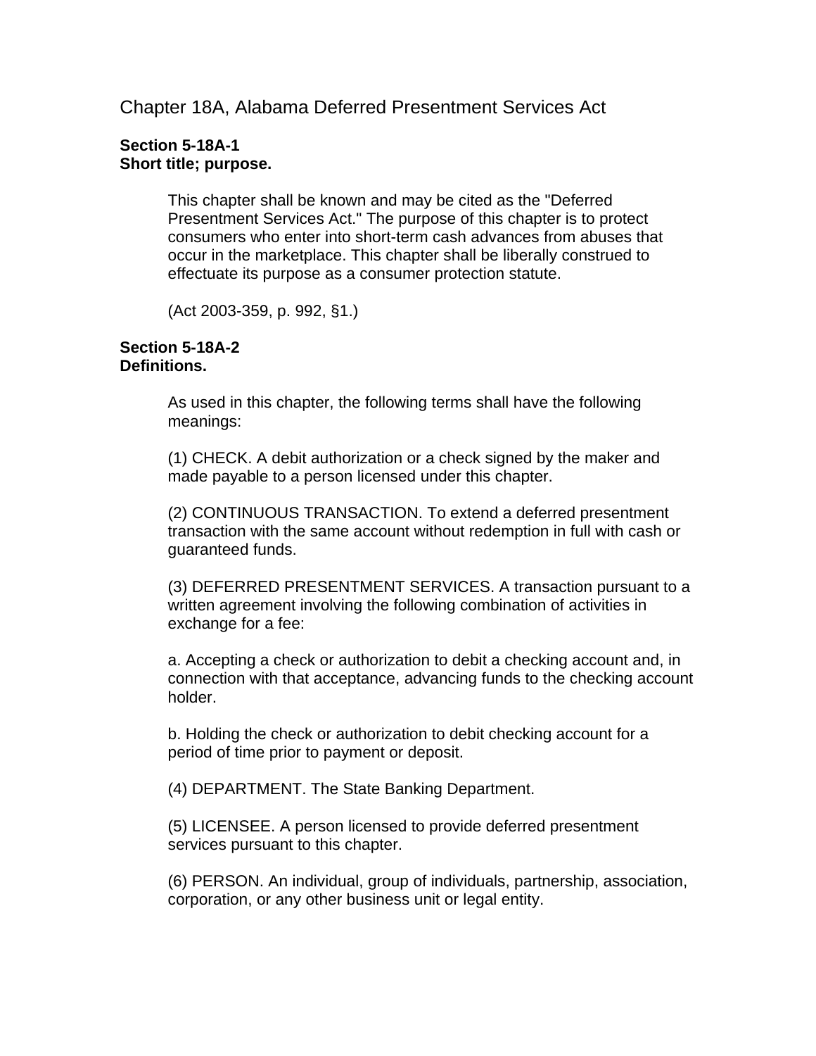# Chapter 18A, Alabama Deferred Presentment Services Act

**Section 5-18A-1**
**Short title; purpose.**

This chapter shall be known and may be cited as the "Deferred Presentment Services Act." The purpose of this chapter is to protect consumers who enter into short-term cash advances from abuses that occur in the marketplace. This chapter shall be liberally construed to effectuate its purpose as a consumer protection statute.

(Act 2003-359, p. 992, §1.)

**Section 5-18A-2**
**Definitions.**

As used in this chapter, the following terms shall have the following meanings:

(1) CHECK. A debit authorization or a check signed by the maker and made payable to a person licensed under this chapter.

(2) CONTINUOUS TRANSACTION. To extend a deferred presentment transaction with the same account without redemption in full with cash or guaranteed funds.

(3) DEFERRED PRESENTMENT SERVICES. A transaction pursuant to a written agreement involving the following combination of activities in exchange for a fee:

a. Accepting a check or authorization to debit a checking account and, in connection with that acceptance, advancing funds to the checking account holder.

b. Holding the check or authorization to debit checking account for a period of time prior to payment or deposit.

(4) DEPARTMENT. The State Banking Department.

(5) LICENSEE. A person licensed to provide deferred presentment services pursuant to this chapter.

(6) PERSON. An individual, group of individuals, partnership, association, corporation, or any other business unit or legal entity.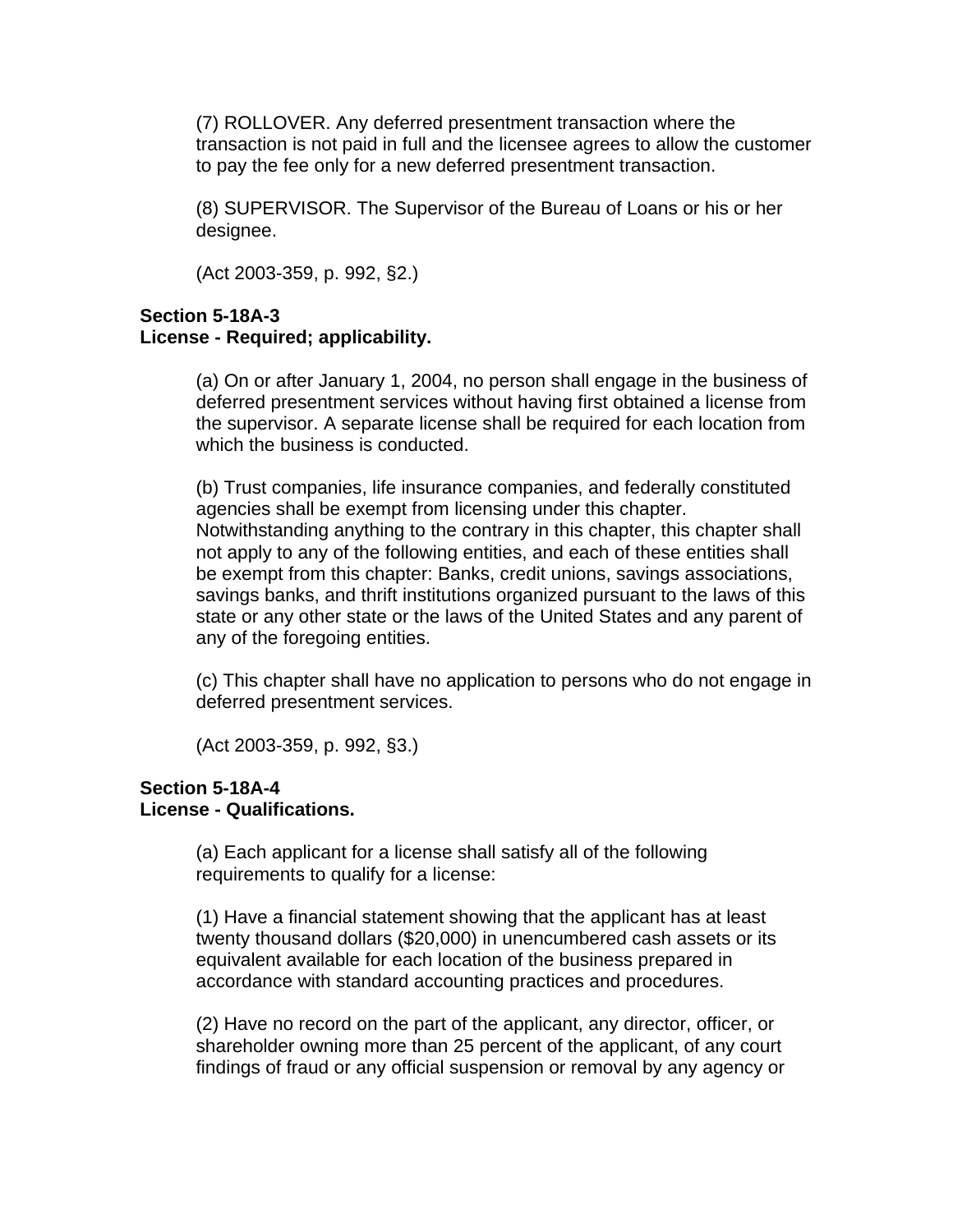(7) ROLLOVER. Any deferred presentment transaction where the transaction is not paid in full and the licensee agrees to allow the customer to pay the fee only for a new deferred presentment transaction.

(8) SUPERVISOR. The Supervisor of the Bureau of Loans or his or her designee.

(Act 2003-359, p. 992, §2.)

**Section 5-18A-3**
**License - Required; applicability.**

(a) On or after January 1, 2004, no person shall engage in the business of deferred presentment services without having first obtained a license from the supervisor. A separate license shall be required for each location from which the business is conducted.

(b) Trust companies, life insurance companies, and federally constituted agencies shall be exempt from licensing under this chapter. Notwithstanding anything to the contrary in this chapter, this chapter shall not apply to any of the following entities, and each of these entities shall be exempt from this chapter: Banks, credit unions, savings associations, savings banks, and thrift institutions organized pursuant to the laws of this state or any other state or the laws of the United States and any parent of any of the foregoing entities.

(c) This chapter shall have no application to persons who do not engage in deferred presentment services.

(Act 2003-359, p. 992, §3.)

**Section 5-18A-4**
**License - Qualifications.**

(a) Each applicant for a license shall satisfy all of the following requirements to qualify for a license:

(1) Have a financial statement showing that the applicant has at least twenty thousand dollars ($20,000) in unencumbered cash assets or its equivalent available for each location of the business prepared in accordance with standard accounting practices and procedures.

(2) Have no record on the part of the applicant, any director, officer, or shareholder owning more than 25 percent of the applicant, of any court findings of fraud or any official suspension or removal by any agency or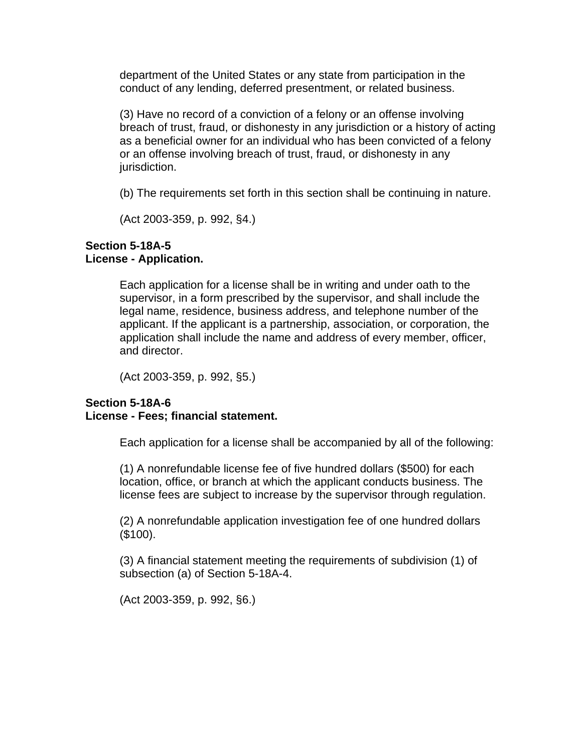department of the United States or any state from participation in the conduct of any lending, deferred presentment, or related business.

(3) Have no record of a conviction of a felony or an offense involving breach of trust, fraud, or dishonesty in any jurisdiction or a history of acting as a beneficial owner for an individual who has been convicted of a felony or an offense involving breach of trust, fraud, or dishonesty in any jurisdiction.

(b) The requirements set forth in this section shall be continuing in nature.

(Act 2003-359, p. 992, §4.)

**Section 5-18A-5**
**License - Application.**

Each application for a license shall be in writing and under oath to the supervisor, in a form prescribed by the supervisor, and shall include the legal name, residence, business address, and telephone number of the applicant. If the applicant is a partnership, association, or corporation, the application shall include the name and address of every member, officer, and director.

(Act 2003-359, p. 992, §5.)

**Section 5-18A-6**
**License - Fees; financial statement.**

Each application for a license shall be accompanied by all of the following:

(1) A nonrefundable license fee of five hundred dollars ($500) for each location, office, or branch at which the applicant conducts business. The license fees are subject to increase by the supervisor through regulation.

(2) A nonrefundable application investigation fee of one hundred dollars ($100).

(3) A financial statement meeting the requirements of subdivision (1) of subsection (a) of Section 5-18A-4.

(Act 2003-359, p. 992, §6.)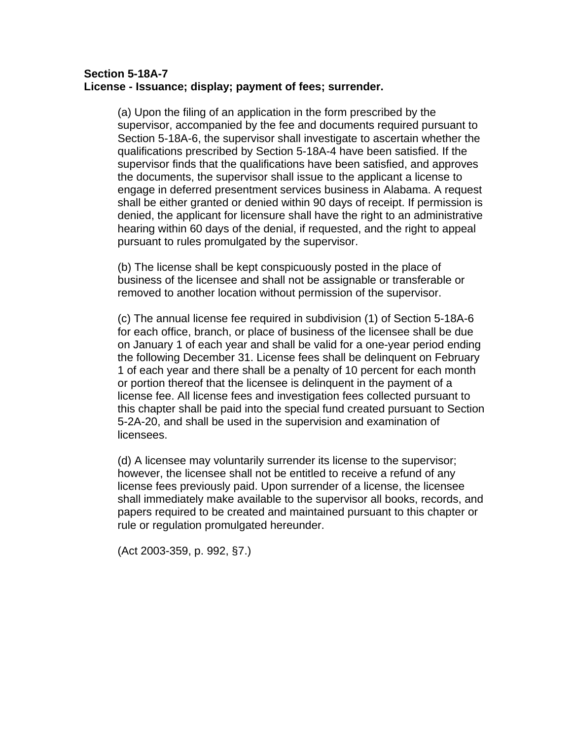**Section 5-18A-7**
**License - Issuance; display; payment of fees; surrender.**

(a) Upon the filing of an application in the form prescribed by the supervisor, accompanied by the fee and documents required pursuant to Section 5-18A-6, the supervisor shall investigate to ascertain whether the qualifications prescribed by Section 5-18A-4 have been satisfied. If the supervisor finds that the qualifications have been satisfied, and approves the documents, the supervisor shall issue to the applicant a license to engage in deferred presentment services business in Alabama. A request shall be either granted or denied within 90 days of receipt. If permission is denied, the applicant for licensure shall have the right to an administrative hearing within 60 days of the denial, if requested, and the right to appeal pursuant to rules promulgated by the supervisor.

(b) The license shall be kept conspicuously posted in the place of business of the licensee and shall not be assignable or transferable or removed to another location without permission of the supervisor.

(c) The annual license fee required in subdivision (1) of Section 5-18A-6 for each office, branch, or place of business of the licensee shall be due on January 1 of each year and shall be valid for a one-year period ending the following December 31. License fees shall be delinquent on February 1 of each year and there shall be a penalty of 10 percent for each month or portion thereof that the licensee is delinquent in the payment of a license fee. All license fees and investigation fees collected pursuant to this chapter shall be paid into the special fund created pursuant to Section 5-2A-20, and shall be used in the supervision and examination of licensees.

(d) A licensee may voluntarily surrender its license to the supervisor; however, the licensee shall not be entitled to receive a refund of any license fees previously paid. Upon surrender of a license, the licensee shall immediately make available to the supervisor all books, records, and papers required to be created and maintained pursuant to this chapter or rule or regulation promulgated hereunder.

(Act 2003-359, p. 992, §7.)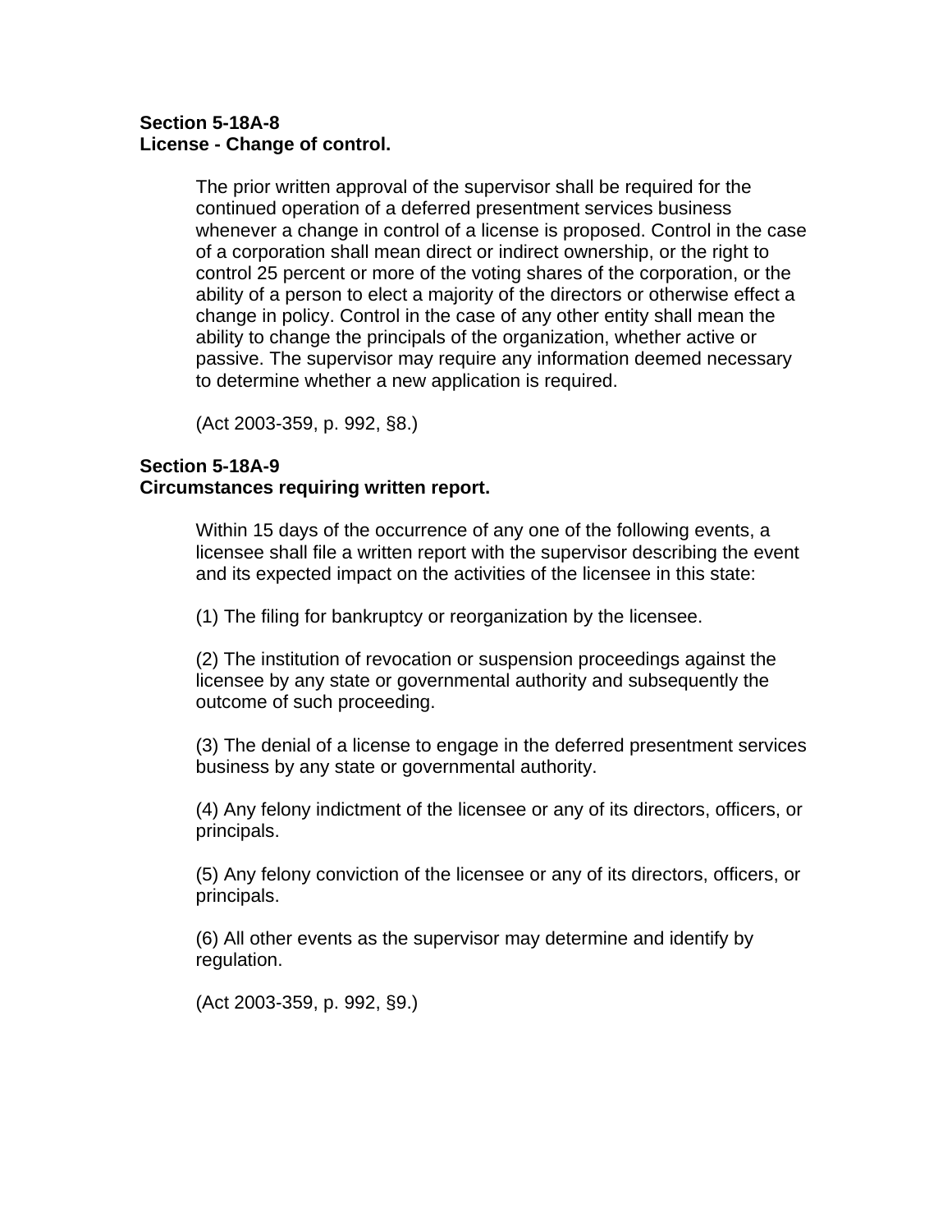**Section 5-18A-8**
**License - Change of control.**

The prior written approval of the supervisor shall be required for the continued operation of a deferred presentment services business whenever a change in control of a license is proposed. Control in the case of a corporation shall mean direct or indirect ownership, or the right to control 25 percent or more of the voting shares of the corporation, or the ability of a person to elect a majority of the directors or otherwise effect a change in policy. Control in the case of any other entity shall mean the ability to change the principals of the organization, whether active or passive. The supervisor may require any information deemed necessary to determine whether a new application is required.

(Act 2003-359, p. 992, §8.)

**Section 5-18A-9**
**Circumstances requiring written report.**

Within 15 days of the occurrence of any one of the following events, a licensee shall file a written report with the supervisor describing the event and its expected impact on the activities of the licensee in this state:

(1) The filing for bankruptcy or reorganization by the licensee.

(2) The institution of revocation or suspension proceedings against the licensee by any state or governmental authority and subsequently the outcome of such proceeding.

(3) The denial of a license to engage in the deferred presentment services business by any state or governmental authority.

(4) Any felony indictment of the licensee or any of its directors, officers, or principals.

(5) Any felony conviction of the licensee or any of its directors, officers, or principals.

(6) All other events as the supervisor may determine and identify by regulation.

(Act 2003-359, p. 992, §9.)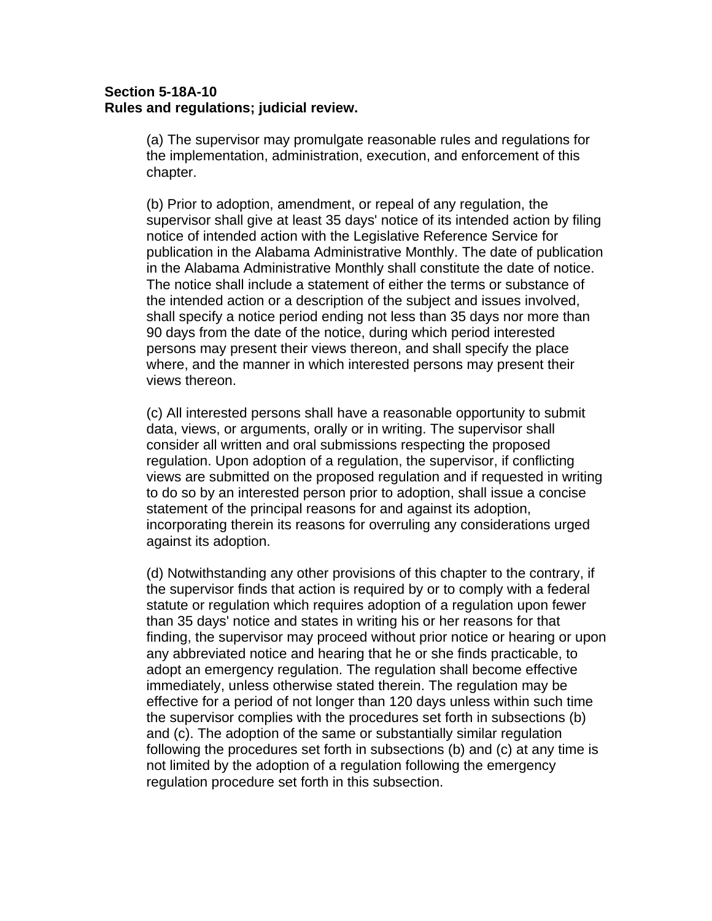**Section 5-18A-10**
**Rules and regulations; judicial review.**

(a) The supervisor may promulgate reasonable rules and regulations for the implementation, administration, execution, and enforcement of this chapter.

(b) Prior to adoption, amendment, or repeal of any regulation, the supervisor shall give at least 35 days' notice of its intended action by filing notice of intended action with the Legislative Reference Service for publication in the Alabama Administrative Monthly. The date of publication in the Alabama Administrative Monthly shall constitute the date of notice. The notice shall include a statement of either the terms or substance of the intended action or a description of the subject and issues involved, shall specify a notice period ending not less than 35 days nor more than 90 days from the date of the notice, during which period interested persons may present their views thereon, and shall specify the place where, and the manner in which interested persons may present their views thereon.

(c) All interested persons shall have a reasonable opportunity to submit data, views, or arguments, orally or in writing. The supervisor shall consider all written and oral submissions respecting the proposed regulation. Upon adoption of a regulation, the supervisor, if conflicting views are submitted on the proposed regulation and if requested in writing to do so by an interested person prior to adoption, shall issue a concise statement of the principal reasons for and against its adoption, incorporating therein its reasons for overruling any considerations urged against its adoption.

(d) Notwithstanding any other provisions of this chapter to the contrary, if the supervisor finds that action is required by or to comply with a federal statute or regulation which requires adoption of a regulation upon fewer than 35 days' notice and states in writing his or her reasons for that finding, the supervisor may proceed without prior notice or hearing or upon any abbreviated notice and hearing that he or she finds practicable, to adopt an emergency regulation. The regulation shall become effective immediately, unless otherwise stated therein. The regulation may be effective for a period of not longer than 120 days unless within such time the supervisor complies with the procedures set forth in subsections (b) and (c). The adoption of the same or substantially similar regulation following the procedures set forth in subsections (b) and (c) at any time is not limited by the adoption of a regulation following the emergency regulation procedure set forth in this subsection.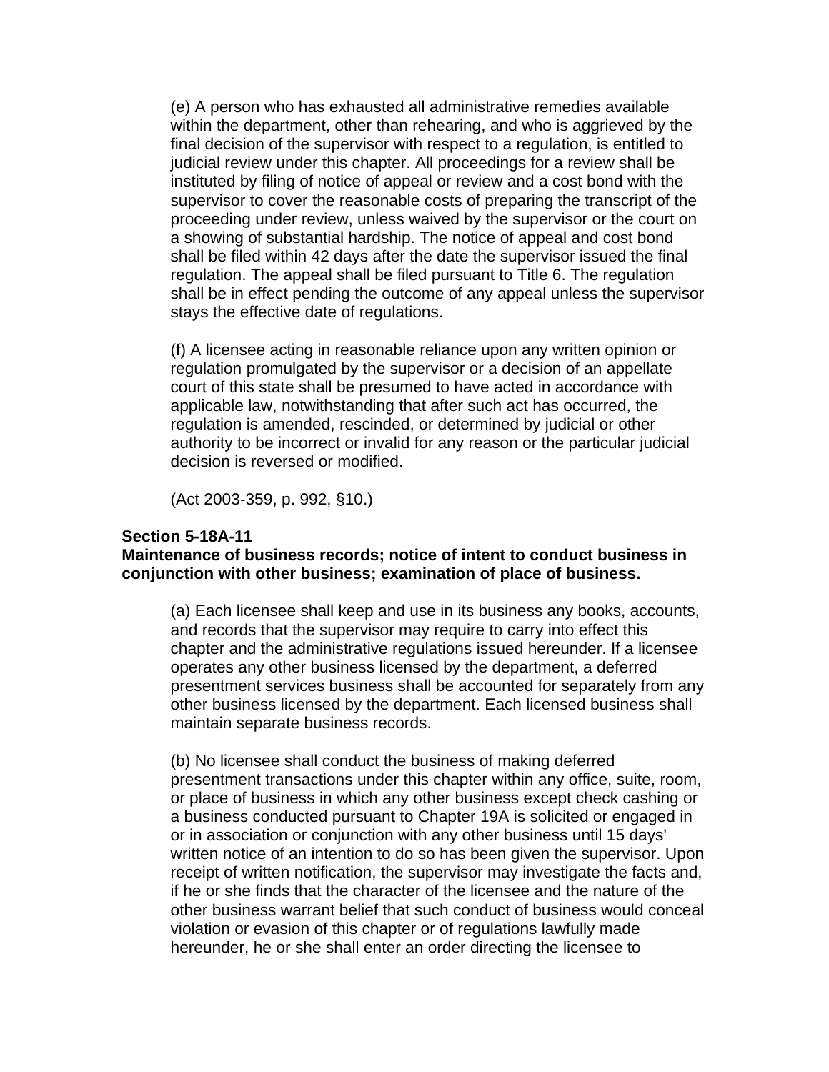(e) A person who has exhausted all administrative remedies available within the department, other than rehearing, and who is aggrieved by the final decision of the supervisor with respect to a regulation, is entitled to judicial review under this chapter. All proceedings for a review shall be instituted by filing of notice of appeal or review and a cost bond with the supervisor to cover the reasonable costs of preparing the transcript of the proceeding under review, unless waived by the supervisor or the court on a showing of substantial hardship. The notice of appeal and cost bond shall be filed within 42 days after the date the supervisor issued the final regulation. The appeal shall be filed pursuant to Title 6. The regulation shall be in effect pending the outcome of any appeal unless the supervisor stays the effective date of regulations.

(f) A licensee acting in reasonable reliance upon any written opinion or regulation promulgated by the supervisor or a decision of an appellate court of this state shall be presumed to have acted in accordance with applicable law, notwithstanding that after such act has occurred, the regulation is amended, rescinded, or determined by judicial or other authority to be incorrect or invalid for any reason or the particular judicial decision is reversed or modified.

(Act 2003-359, p. 992, §10.)

**Section 5-18A-11**
**Maintenance of business records; notice of intent to conduct business in conjunction with other business; examination of place of business.**

(a) Each licensee shall keep and use in its business any books, accounts, and records that the supervisor may require to carry into effect this chapter and the administrative regulations issued hereunder. If a licensee operates any other business licensed by the department, a deferred presentment services business shall be accounted for separately from any other business licensed by the department. Each licensed business shall maintain separate business records.

(b) No licensee shall conduct the business of making deferred presentment transactions under this chapter within any office, suite, room, or place of business in which any other business except check cashing or a business conducted pursuant to Chapter 19A is solicited or engaged in or in association or conjunction with any other business until 15 days' written notice of an intention to do so has been given the supervisor. Upon receipt of written notification, the supervisor may investigate the facts and, if he or she finds that the character of the licensee and the nature of the other business warrant belief that such conduct of business would conceal violation or evasion of this chapter or of regulations lawfully made hereunder, he or she shall enter an order directing the licensee to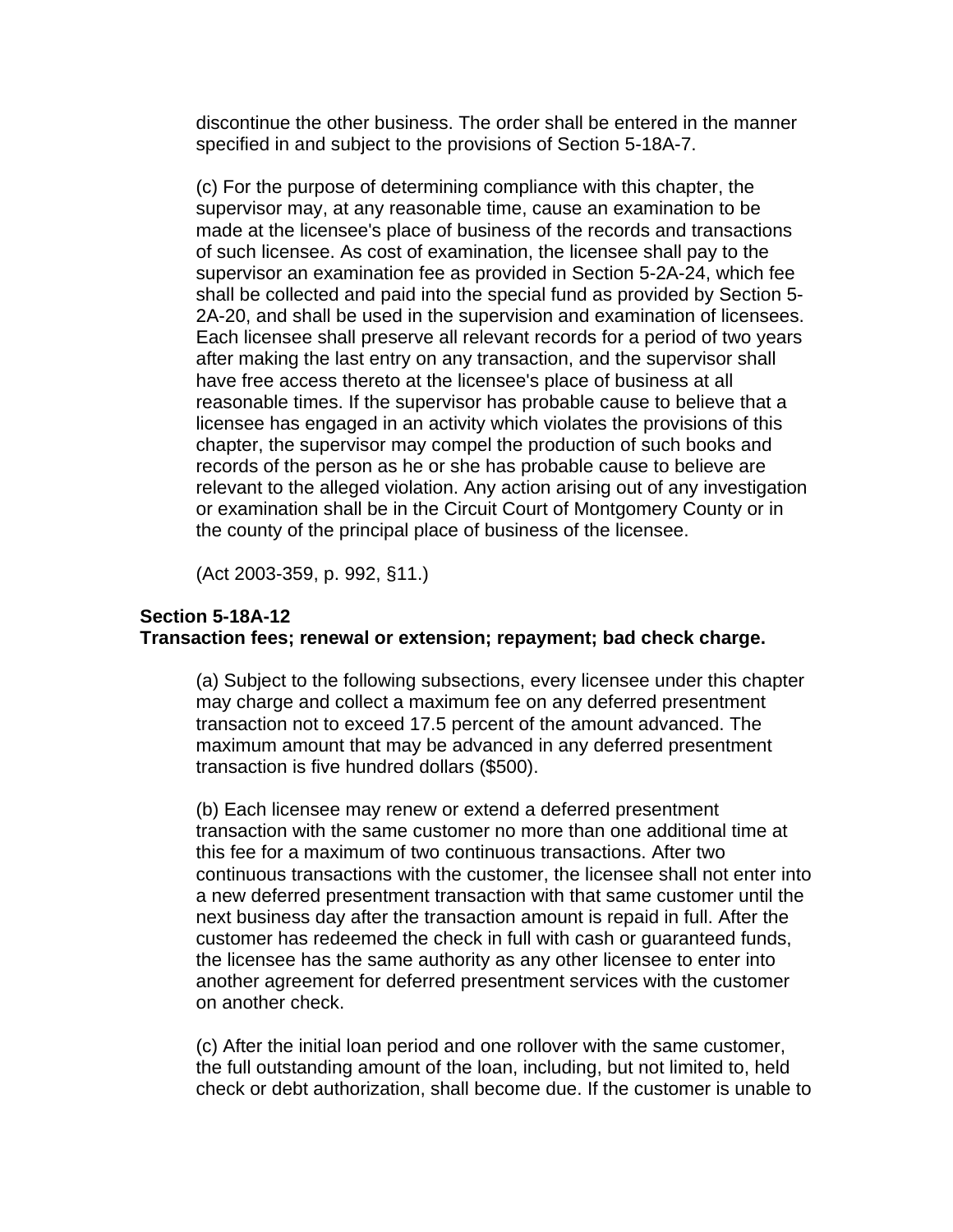discontinue the other business. The order shall be entered in the manner specified in and subject to the provisions of Section 5-18A-7.

(c) For the purpose of determining compliance with this chapter, the supervisor may, at any reasonable time, cause an examination to be made at the licensee's place of business of the records and transactions of such licensee. As cost of examination, the licensee shall pay to the supervisor an examination fee as provided in Section 5-2A-24, which fee shall be collected and paid into the special fund as provided by Section 5-2A-20, and shall be used in the supervision and examination of licensees. Each licensee shall preserve all relevant records for a period of two years after making the last entry on any transaction, and the supervisor shall have free access thereto at the licensee's place of business at all reasonable times. If the supervisor has probable cause to believe that a licensee has engaged in an activity which violates the provisions of this chapter, the supervisor may compel the production of such books and records of the person as he or she has probable cause to believe are relevant to the alleged violation. Any action arising out of any investigation or examination shall be in the Circuit Court of Montgomery County or in the county of the principal place of business of the licensee.

(Act 2003-359, p. 992, §11.)

**Section 5-18A-12**
**Transaction fees; renewal or extension; repayment; bad check charge.**

(a) Subject to the following subsections, every licensee under this chapter may charge and collect a maximum fee on any deferred presentment transaction not to exceed 17.5 percent of the amount advanced. The maximum amount that may be advanced in any deferred presentment transaction is five hundred dollars ($500).

(b) Each licensee may renew or extend a deferred presentment transaction with the same customer no more than one additional time at this fee for a maximum of two continuous transactions. After two continuous transactions with the customer, the licensee shall not enter into a new deferred presentment transaction with that same customer until the next business day after the transaction amount is repaid in full. After the customer has redeemed the check in full with cash or guaranteed funds, the licensee has the same authority as any other licensee to enter into another agreement for deferred presentment services with the customer on another check.

(c) After the initial loan period and one rollover with the same customer, the full outstanding amount of the loan, including, but not limited to, held check or debt authorization, shall become due. If the customer is unable to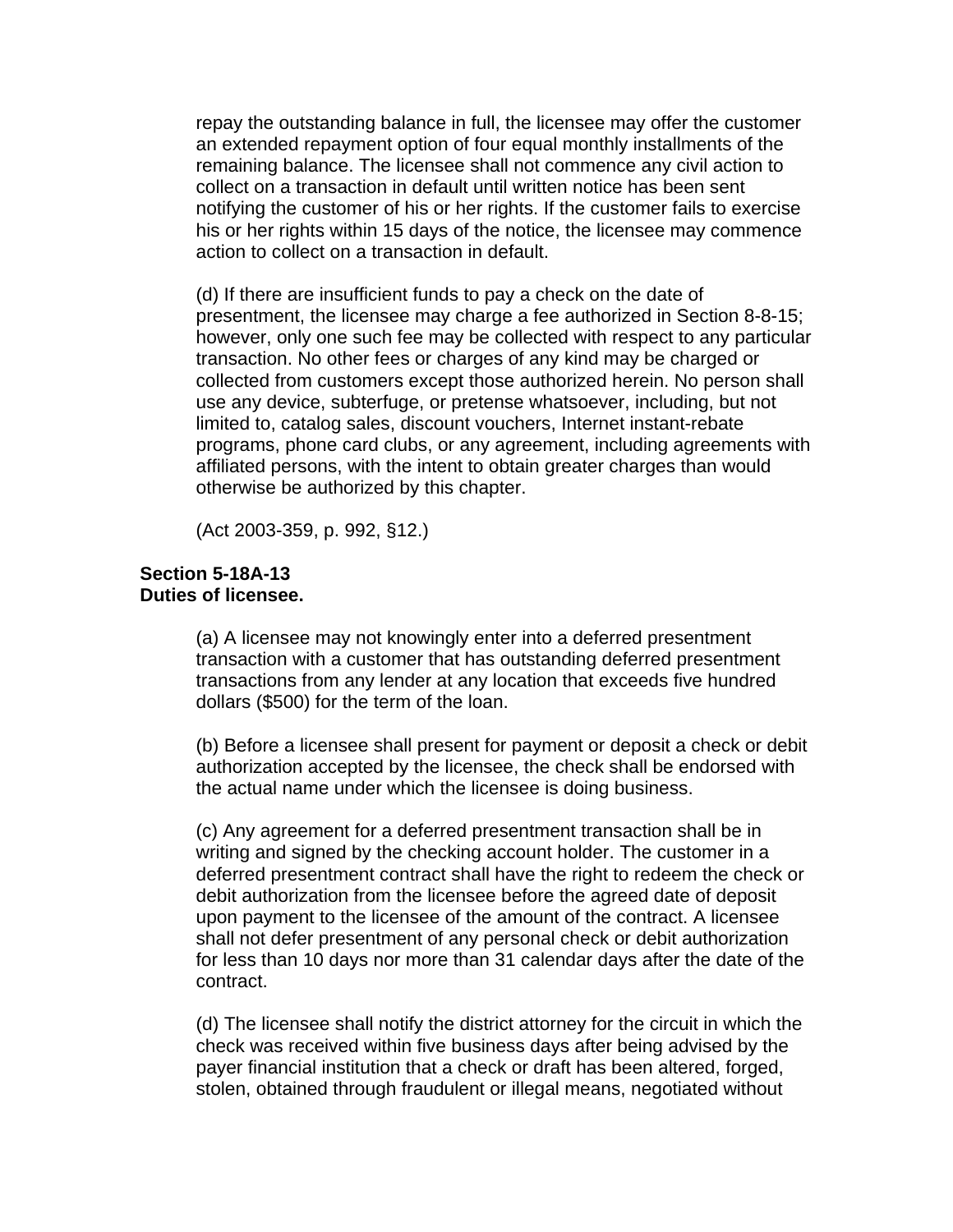repay the outstanding balance in full, the licensee may offer the customer an extended repayment option of four equal monthly installments of the remaining balance. The licensee shall not commence any civil action to collect on a transaction in default until written notice has been sent notifying the customer of his or her rights. If the customer fails to exercise his or her rights within 15 days of the notice, the licensee may commence action to collect on a transaction in default.

(d) If there are insufficient funds to pay a check on the date of presentment, the licensee may charge a fee authorized in Section 8-8-15; however, only one such fee may be collected with respect to any particular transaction. No other fees or charges of any kind may be charged or collected from customers except those authorized herein. No person shall use any device, subterfuge, or pretense whatsoever, including, but not limited to, catalog sales, discount vouchers, Internet instant-rebate programs, phone card clubs, or any agreement, including agreements with affiliated persons, with the intent to obtain greater charges than would otherwise be authorized by this chapter.

(Act 2003-359, p. 992, §12.)

**Section 5-18A-13**
**Duties of licensee.**

(a) A licensee may not knowingly enter into a deferred presentment transaction with a customer that has outstanding deferred presentment transactions from any lender at any location that exceeds five hundred dollars ($500) for the term of the loan.

(b) Before a licensee shall present for payment or deposit a check or debit authorization accepted by the licensee, the check shall be endorsed with the actual name under which the licensee is doing business.

(c) Any agreement for a deferred presentment transaction shall be in writing and signed by the checking account holder. The customer in a deferred presentment contract shall have the right to redeem the check or debit authorization from the licensee before the agreed date of deposit upon payment to the licensee of the amount of the contract. A licensee shall not defer presentment of any personal check or debit authorization for less than 10 days nor more than 31 calendar days after the date of the contract.

(d) The licensee shall notify the district attorney for the circuit in which the check was received within five business days after being advised by the payer financial institution that a check or draft has been altered, forged, stolen, obtained through fraudulent or illegal means, negotiated without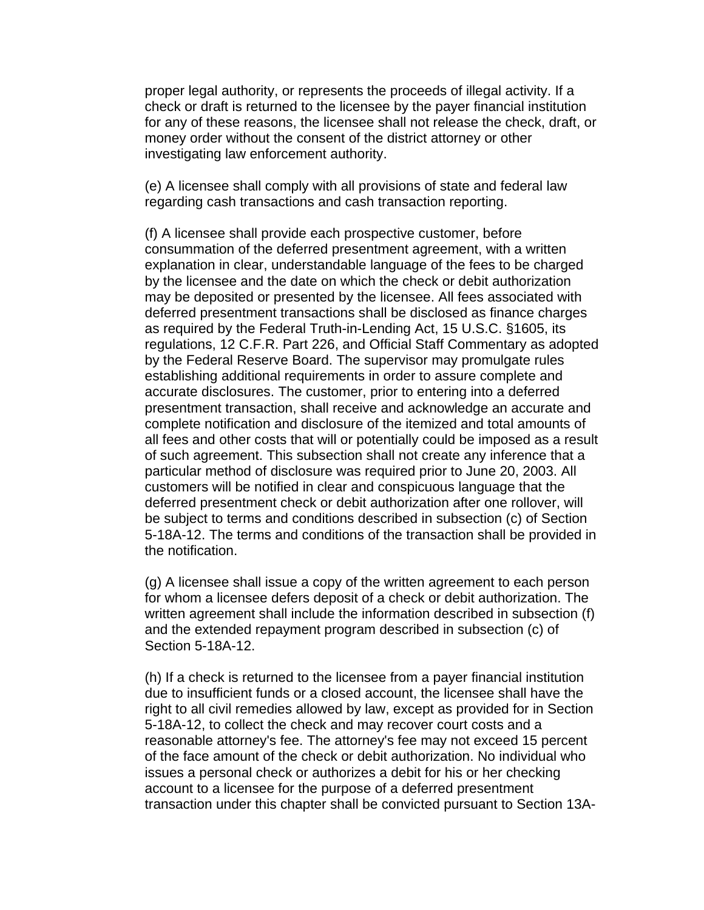proper legal authority, or represents the proceeds of illegal activity. If a check or draft is returned to the licensee by the payer financial institution for any of these reasons, the licensee shall not release the check, draft, or money order without the consent of the district attorney or other investigating law enforcement authority.

(e) A licensee shall comply with all provisions of state and federal law regarding cash transactions and cash transaction reporting.

(f) A licensee shall provide each prospective customer, before consummation of the deferred presentment agreement, with a written explanation in clear, understandable language of the fees to be charged by the licensee and the date on which the check or debit authorization may be deposited or presented by the licensee. All fees associated with deferred presentment transactions shall be disclosed as finance charges as required by the Federal Truth-in-Lending Act, 15 U.S.C. §1605, its regulations, 12 C.F.R. Part 226, and Official Staff Commentary as adopted by the Federal Reserve Board. The supervisor may promulgate rules establishing additional requirements in order to assure complete and accurate disclosures. The customer, prior to entering into a deferred presentment transaction, shall receive and acknowledge an accurate and complete notification and disclosure of the itemized and total amounts of all fees and other costs that will or potentially could be imposed as a result of such agreement. This subsection shall not create any inference that a particular method of disclosure was required prior to June 20, 2003. All customers will be notified in clear and conspicuous language that the deferred presentment check or debit authorization after one rollover, will be subject to terms and conditions described in subsection (c) of Section 5-18A-12. The terms and conditions of the transaction shall be provided in the notification.

(g) A licensee shall issue a copy of the written agreement to each person for whom a licensee defers deposit of a check or debit authorization. The written agreement shall include the information described in subsection (f) and the extended repayment program described in subsection (c) of Section 5-18A-12.

(h) If a check is returned to the licensee from a payer financial institution due to insufficient funds or a closed account, the licensee shall have the right to all civil remedies allowed by law, except as provided for in Section 5-18A-12, to collect the check and may recover court costs and a reasonable attorney's fee. The attorney's fee may not exceed 15 percent of the face amount of the check or debit authorization. No individual who issues a personal check or authorizes a debit for his or her checking account to a licensee for the purpose of a deferred presentment transaction under this chapter shall be convicted pursuant to Section 13A-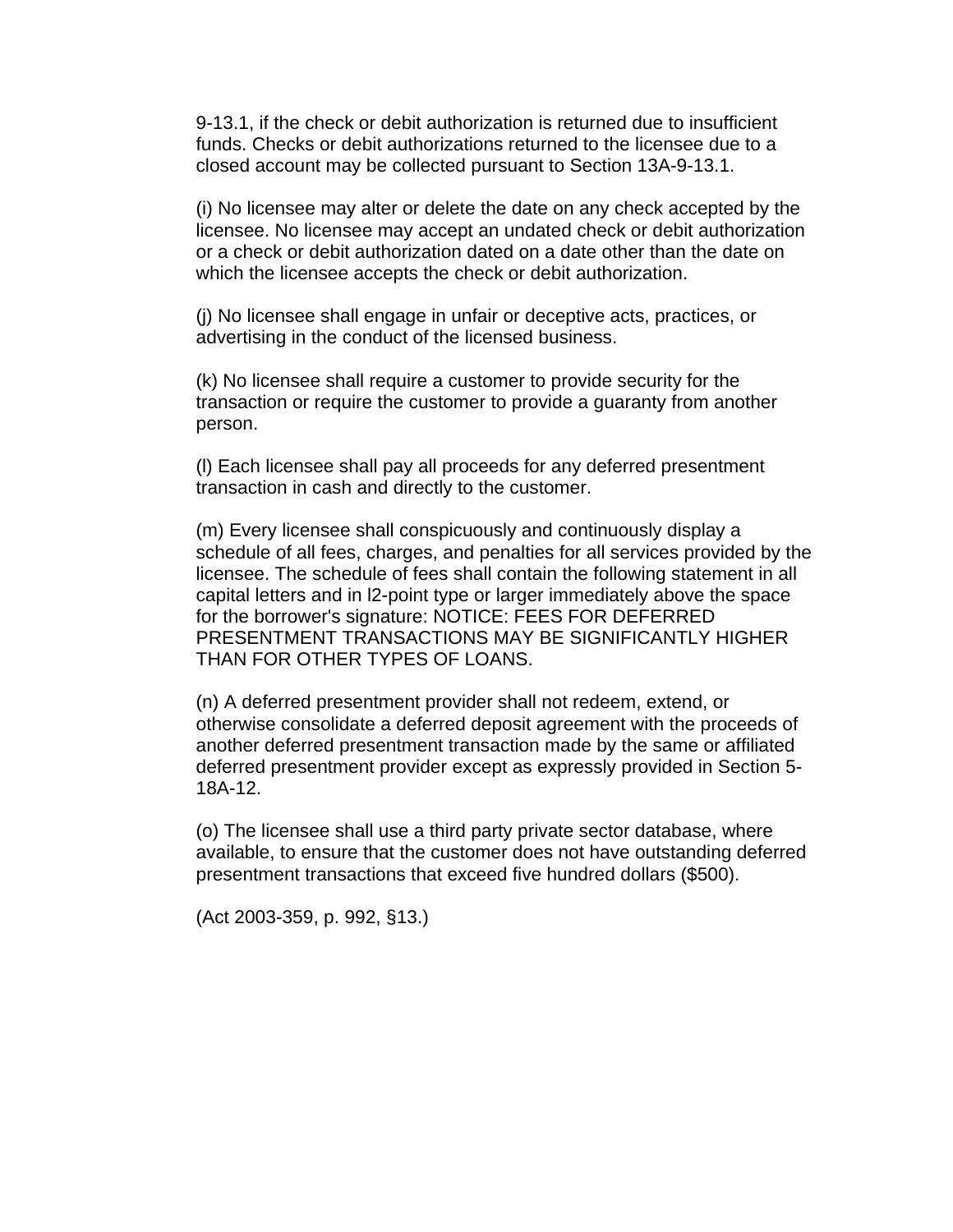9-13.1, if the check or debit authorization is returned due to insufficient funds. Checks or debit authorizations returned to the licensee due to a closed account may be collected pursuant to Section 13A-9-13.1.

(i) No licensee may alter or delete the date on any check accepted by the licensee. No licensee may accept an undated check or debit authorization or a check or debit authorization dated on a date other than the date on which the licensee accepts the check or debit authorization.

(j) No licensee shall engage in unfair or deceptive acts, practices, or advertising in the conduct of the licensed business.

(k) No licensee shall require a customer to provide security for the transaction or require the customer to provide a guaranty from another person.

(l) Each licensee shall pay all proceeds for any deferred presentment transaction in cash and directly to the customer.

(m) Every licensee shall conspicuously and continuously display a schedule of all fees, charges, and penalties for all services provided by the licensee. The schedule of fees shall contain the following statement in all capital letters and in l2-point type or larger immediately above the space for the borrower's signature: NOTICE: FEES FOR DEFERRED PRESENTMENT TRANSACTIONS MAY BE SIGNIFICANTLY HIGHER THAN FOR OTHER TYPES OF LOANS.

(n) A deferred presentment provider shall not redeem, extend, or otherwise consolidate a deferred deposit agreement with the proceeds of another deferred presentment transaction made by the same or affiliated deferred presentment provider except as expressly provided in Section 5-18A-12.

(o) The licensee shall use a third party private sector database, where available, to ensure that the customer does not have outstanding deferred presentment transactions that exceed five hundred dollars ($500).

(Act 2003-359, p. 992, §13.)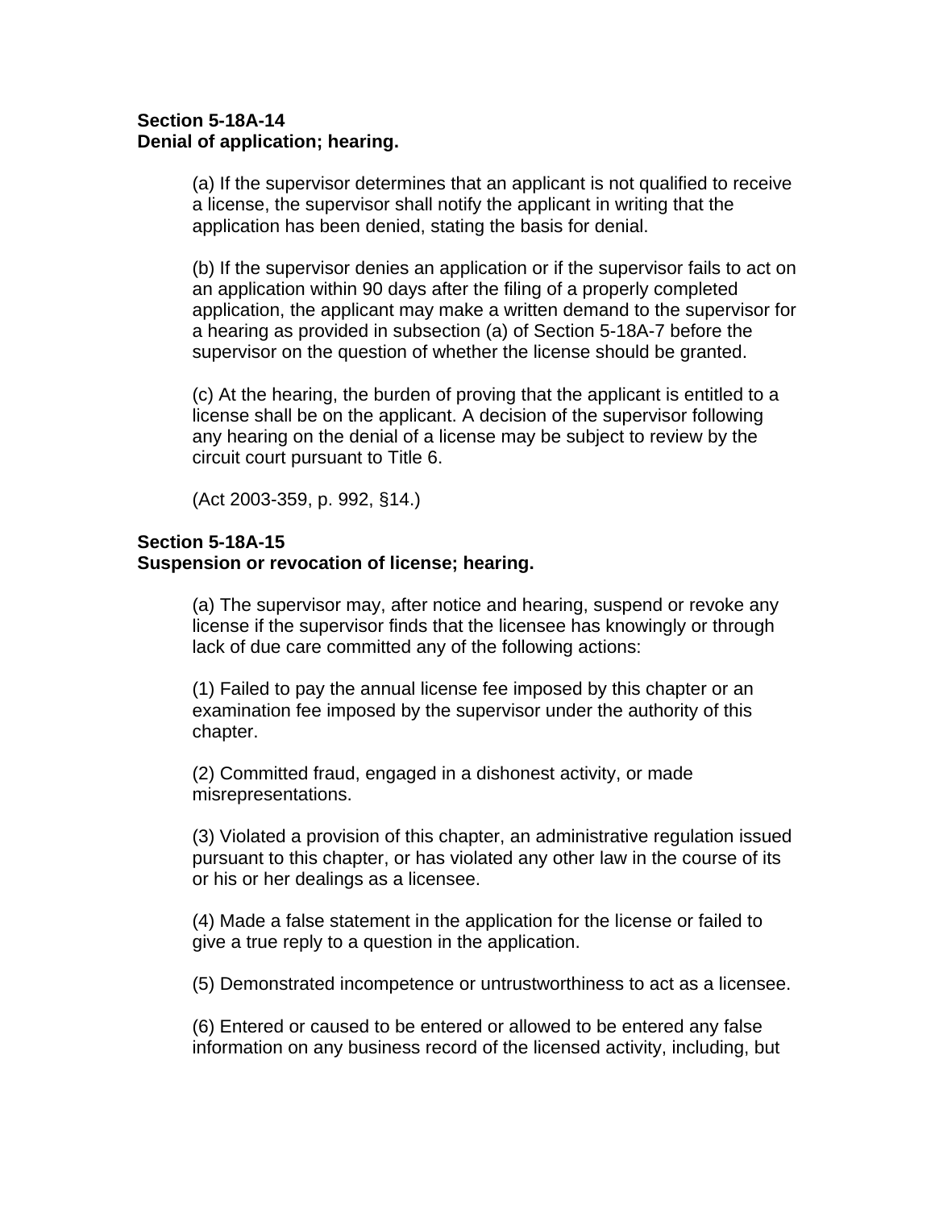**Section 5-18A-14**
**Denial of application; hearing.**

(a) If the supervisor determines that an applicant is not qualified to receive a license, the supervisor shall notify the applicant in writing that the application has been denied, stating the basis for denial.

(b) If the supervisor denies an application or if the supervisor fails to act on an application within 90 days after the filing of a properly completed application, the applicant may make a written demand to the supervisor for a hearing as provided in subsection (a) of Section 5-18A-7 before the supervisor on the question of whether the license should be granted.

(c) At the hearing, the burden of proving that the applicant is entitled to a license shall be on the applicant. A decision of the supervisor following any hearing on the denial of a license may be subject to review by the circuit court pursuant to Title 6.

(Act 2003-359, p. 992, §14.)

**Section 5-18A-15**
**Suspension or revocation of license; hearing.**

(a) The supervisor may, after notice and hearing, suspend or revoke any license if the supervisor finds that the licensee has knowingly or through lack of due care committed any of the following actions:

(1) Failed to pay the annual license fee imposed by this chapter or an examination fee imposed by the supervisor under the authority of this chapter.

(2) Committed fraud, engaged in a dishonest activity, or made misrepresentations.

(3) Violated a provision of this chapter, an administrative regulation issued pursuant to this chapter, or has violated any other law in the course of its or his or her dealings as a licensee.

(4) Made a false statement in the application for the license or failed to give a true reply to a question in the application.

(5) Demonstrated incompetence or untrustworthiness to act as a licensee.

(6) Entered or caused to be entered or allowed to be entered any false information on any business record of the licensed activity, including, but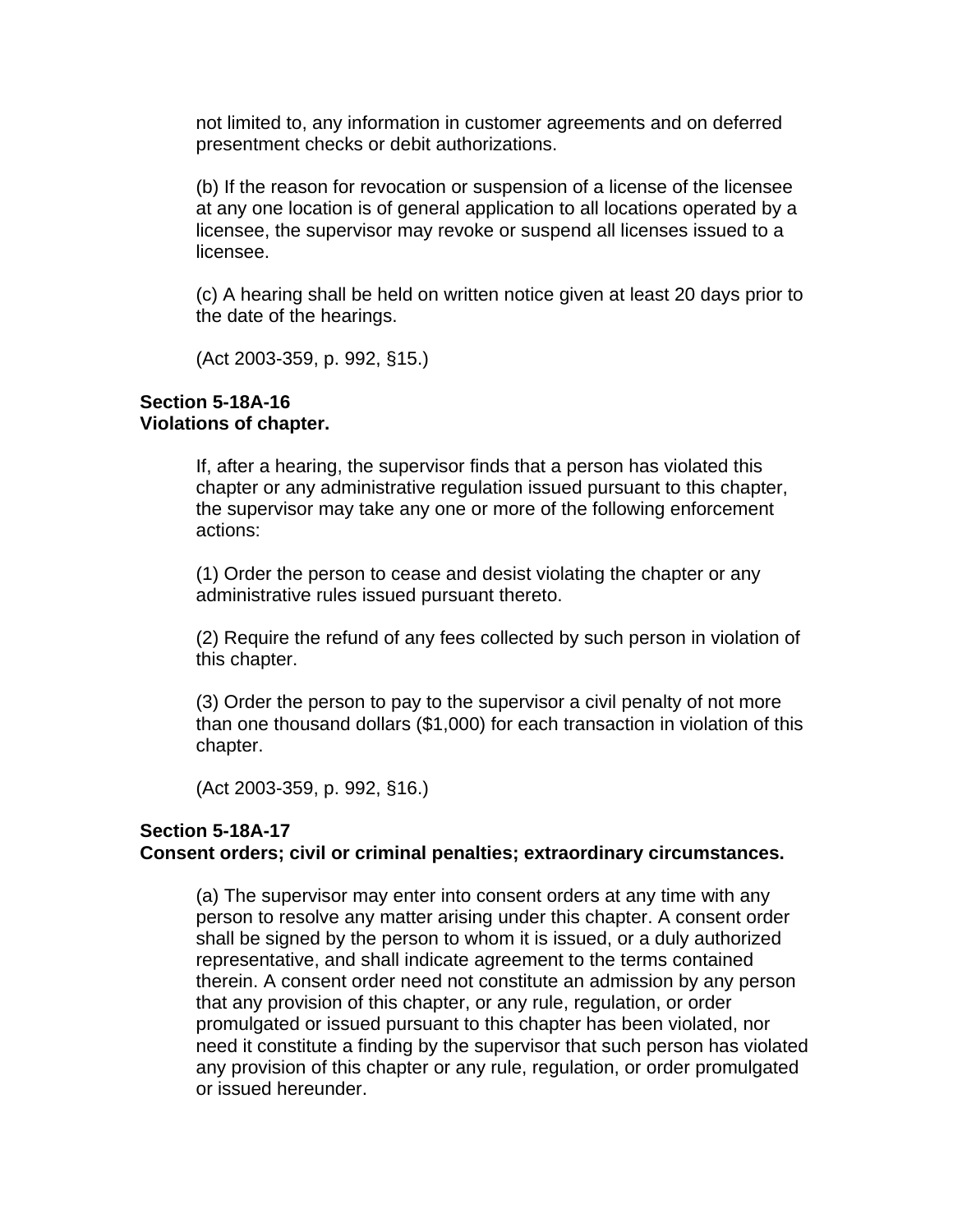not limited to, any information in customer agreements and on deferred presentment checks or debit authorizations.

(b) If the reason for revocation or suspension of a license of the licensee at any one location is of general application to all locations operated by a licensee, the supervisor may revoke or suspend all licenses issued to a licensee.

(c) A hearing shall be held on written notice given at least 20 days prior to the date of the hearings.

(Act 2003-359, p. 992, §15.)

**Section 5-18A-16**
**Violations of chapter.**

If, after a hearing, the supervisor finds that a person has violated this chapter or any administrative regulation issued pursuant to this chapter, the supervisor may take any one or more of the following enforcement actions:

(1) Order the person to cease and desist violating the chapter or any administrative rules issued pursuant thereto.

(2) Require the refund of any fees collected by such person in violation of this chapter.

(3) Order the person to pay to the supervisor a civil penalty of not more than one thousand dollars ($1,000) for each transaction in violation of this chapter.

(Act 2003-359, p. 992, §16.)

**Section 5-18A-17**
**Consent orders; civil or criminal penalties; extraordinary circumstances.**

(a) The supervisor may enter into consent orders at any time with any person to resolve any matter arising under this chapter. A consent order shall be signed by the person to whom it is issued, or a duly authorized representative, and shall indicate agreement to the terms contained therein. A consent order need not constitute an admission by any person that any provision of this chapter, or any rule, regulation, or order promulgated or issued pursuant to this chapter has been violated, nor need it constitute a finding by the supervisor that such person has violated any provision of this chapter or any rule, regulation, or order promulgated or issued hereunder.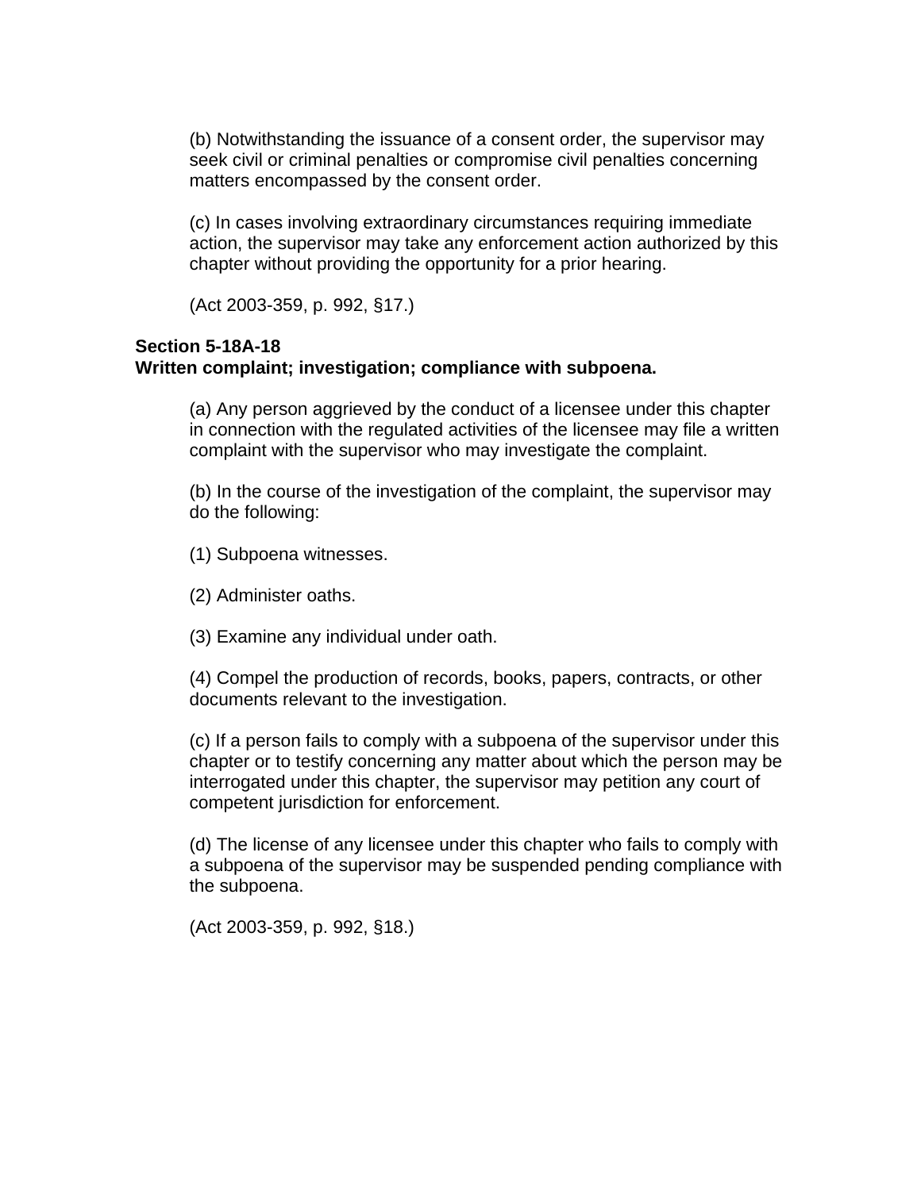(b) Notwithstanding the issuance of a consent order, the supervisor may seek civil or criminal penalties or compromise civil penalties concerning matters encompassed by the consent order.

(c) In cases involving extraordinary circumstances requiring immediate action, the supervisor may take any enforcement action authorized by this chapter without providing the opportunity for a prior hearing.

(Act 2003-359, p. 992, §17.)

**Section 5-18A-18**
**Written complaint; investigation; compliance with subpoena.**

(a) Any person aggrieved by the conduct of a licensee under this chapter in connection with the regulated activities of the licensee may file a written complaint with the supervisor who may investigate the complaint.

(b) In the course of the investigation of the complaint, the supervisor may do the following:

(1) Subpoena witnesses.

(2) Administer oaths.

(3) Examine any individual under oath.

(4) Compel the production of records, books, papers, contracts, or other documents relevant to the investigation.

(c) If a person fails to comply with a subpoena of the supervisor under this chapter or to testify concerning any matter about which the person may be interrogated under this chapter, the supervisor may petition any court of competent jurisdiction for enforcement.

(d) The license of any licensee under this chapter who fails to comply with a subpoena of the supervisor may be suspended pending compliance with the subpoena.

(Act 2003-359, p. 992, §18.)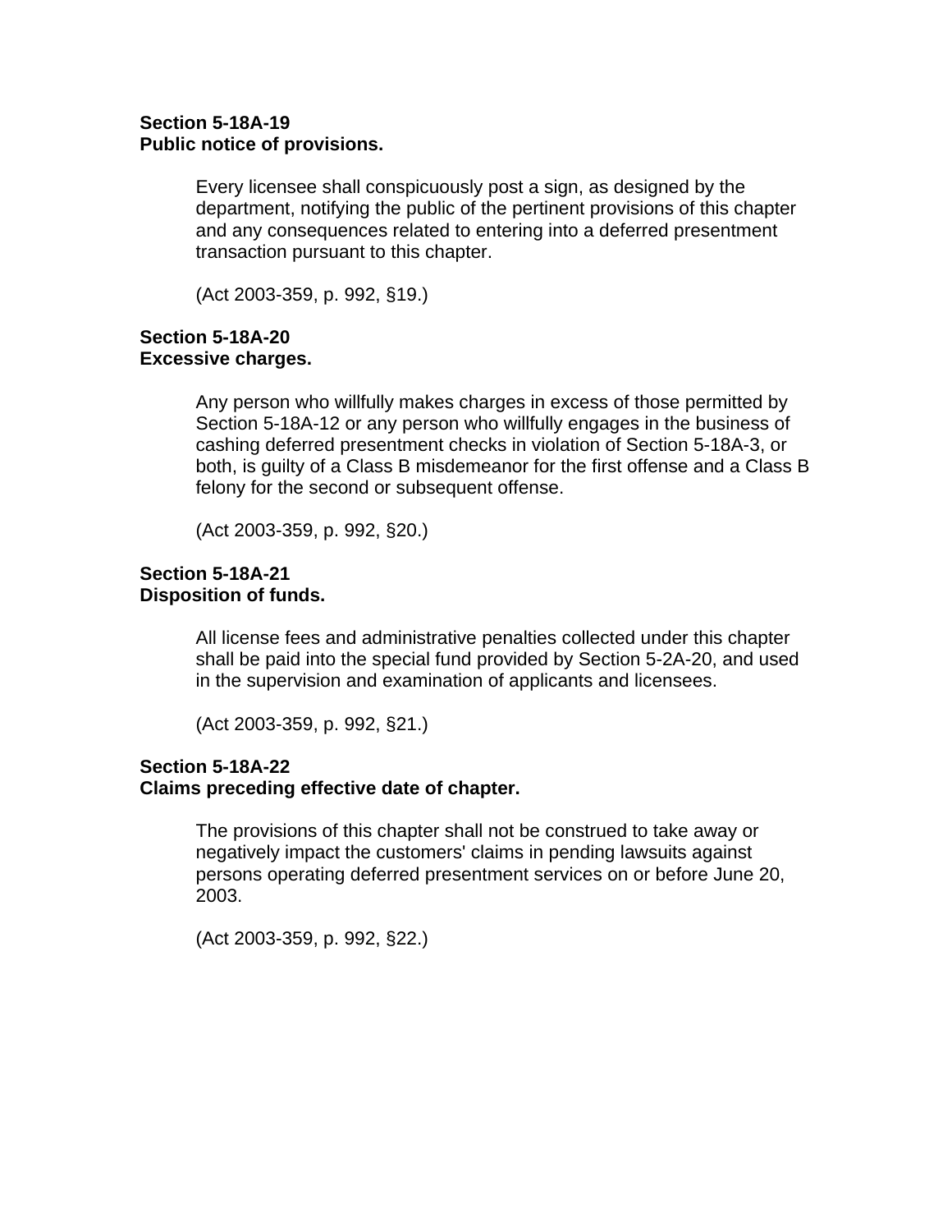**Section 5-18A-19**
**Public notice of provisions.**

Every licensee shall conspicuously post a sign, as designed by the department, notifying the public of the pertinent provisions of this chapter and any consequences related to entering into a deferred presentment transaction pursuant to this chapter.

(Act 2003-359, p. 992, §19.)

**Section 5-18A-20**
**Excessive charges.**

Any person who willfully makes charges in excess of those permitted by Section 5-18A-12 or any person who willfully engages in the business of cashing deferred presentment checks in violation of Section 5-18A-3, or both, is guilty of a Class B misdemeanor for the first offense and a Class B felony for the second or subsequent offense.

(Act 2003-359, p. 992, §20.)

**Section 5-18A-21**
**Disposition of funds.**

All license fees and administrative penalties collected under this chapter shall be paid into the special fund provided by Section 5-2A-20, and used in the supervision and examination of applicants and licensees.

(Act 2003-359, p. 992, §21.)

**Section 5-18A-22**
**Claims preceding effective date of chapter.**

The provisions of this chapter shall not be construed to take away or negatively impact the customers' claims in pending lawsuits against persons operating deferred presentment services on or before June 20, 2003.

(Act 2003-359, p. 992, §22.)